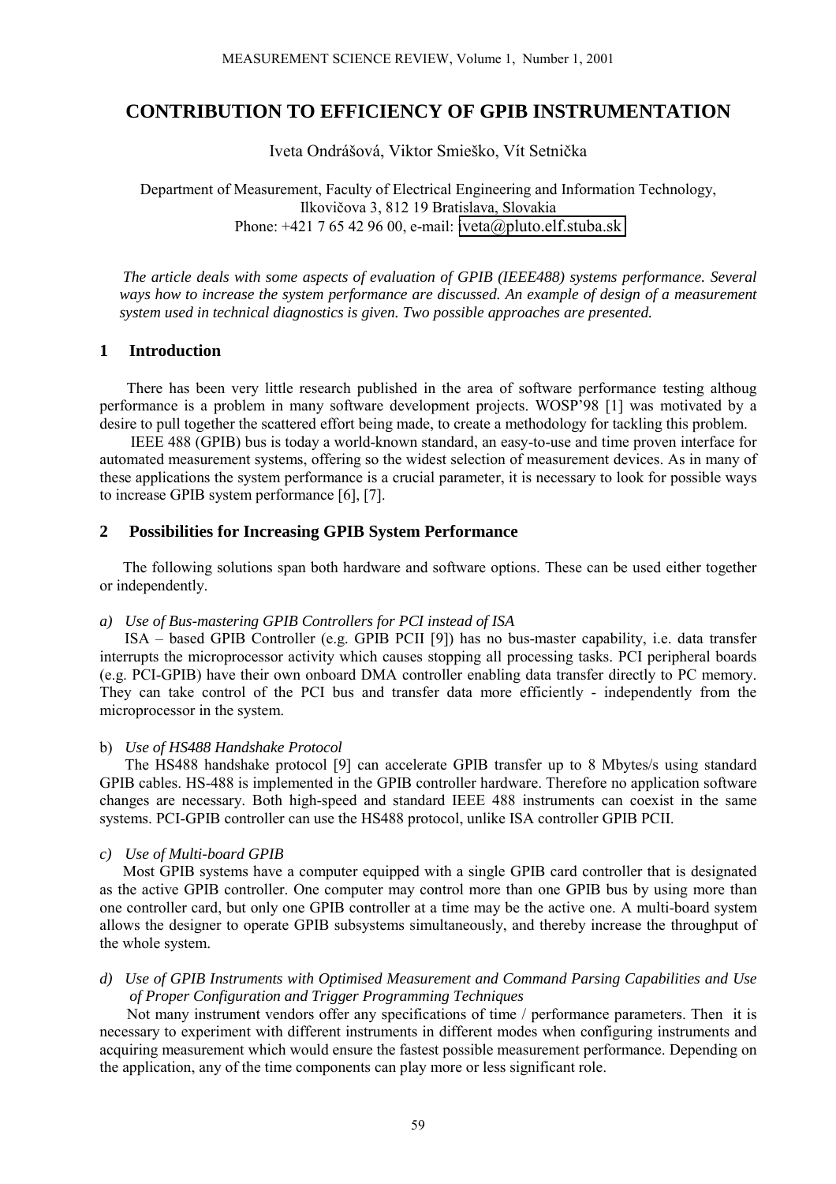# CONTRIBUTION TO EFFICIENCY OF GPIB INSTRUMENTATION

Iveta Ondrášová, Viktor Smieško, Vít Setnička

Department of Measurement, Faculty of Electrical Engineering and Information Technology, Ilkovičova 3, 812 19 Bratislava, Slovakia
Phone: +421 7 65 42 96 00, e-mail: iveta@pluto.elf.stuba.sk

*The article deals with some aspects of evaluation of GPIB (IEEE488) systems performance. Several ways how to increase the system performance are discussed. An example of design of a measurement system used in technical diagnostics is given. Two possible approaches are presented.*

## 1 Introduction

There has been very little research published in the area of software performance testing althoug performance is a problem in many software development projects. WOSP'98 [1] was motivated by a desire to pull together the scattered effort being made, to create a methodology for tackling this problem.

IEEE 488 (GPIB) bus is today a world-known standard, an easy-to-use and time proven interface for automated measurement systems, offering so the widest selection of measurement devices. As in many of these applications the system performance is a crucial parameter, it is necessary to look for possible ways to increase GPIB system performance [6], [7].

## 2 Possibilities for Increasing GPIB System Performance

The following solutions span both hardware and software options. These can be used either together or independently.

*a) Use of Bus-mastering GPIB Controllers for PCI instead of ISA*

ISA – based GPIB Controller (e.g. GPIB PCII [9]) has no bus-master capability, i.e. data transfer interrupts the microprocessor activity which causes stopping all processing tasks. PCI peripheral boards (e.g. PCI-GPIB) have their own onboard DMA controller enabling data transfer directly to PC memory. They can take control of the PCI bus and transfer data more efficiently - independently from the microprocessor in the system.

b) *Use of HS488 Handshake Protocol*

The HS488 handshake protocol [9] can accelerate GPIB transfer up to 8 Mbytes/s using standard GPIB cables. HS-488 is implemented in the GPIB controller hardware. Therefore no application software changes are necessary. Both high-speed and standard IEEE 488 instruments can coexist in the same systems. PCI-GPIB controller can use the HS488 protocol, unlike ISA controller GPIB PCII.

*c) Use of Multi-board GPIB*

Most GPIB systems have a computer equipped with a single GPIB card controller that is designated as the active GPIB controller. One computer may control more than one GPIB bus by using more than one controller card, but only one GPIB controller at a time may be the active one. A multi-board system allows the designer to operate GPIB subsystems simultaneously, and thereby increase the throughput of the whole system.

*d) Use of GPIB Instruments with Optimised Measurement and Command Parsing Capabilities and Use of Proper Configuration and Trigger Programming Techniques*

Not many instrument vendors offer any specifications of time / performance parameters. Then it is necessary to experiment with different instruments in different modes when configuring instruments and acquiring measurement which would ensure the fastest possible measurement performance. Depending on the application, any of the time components can play more or less significant role.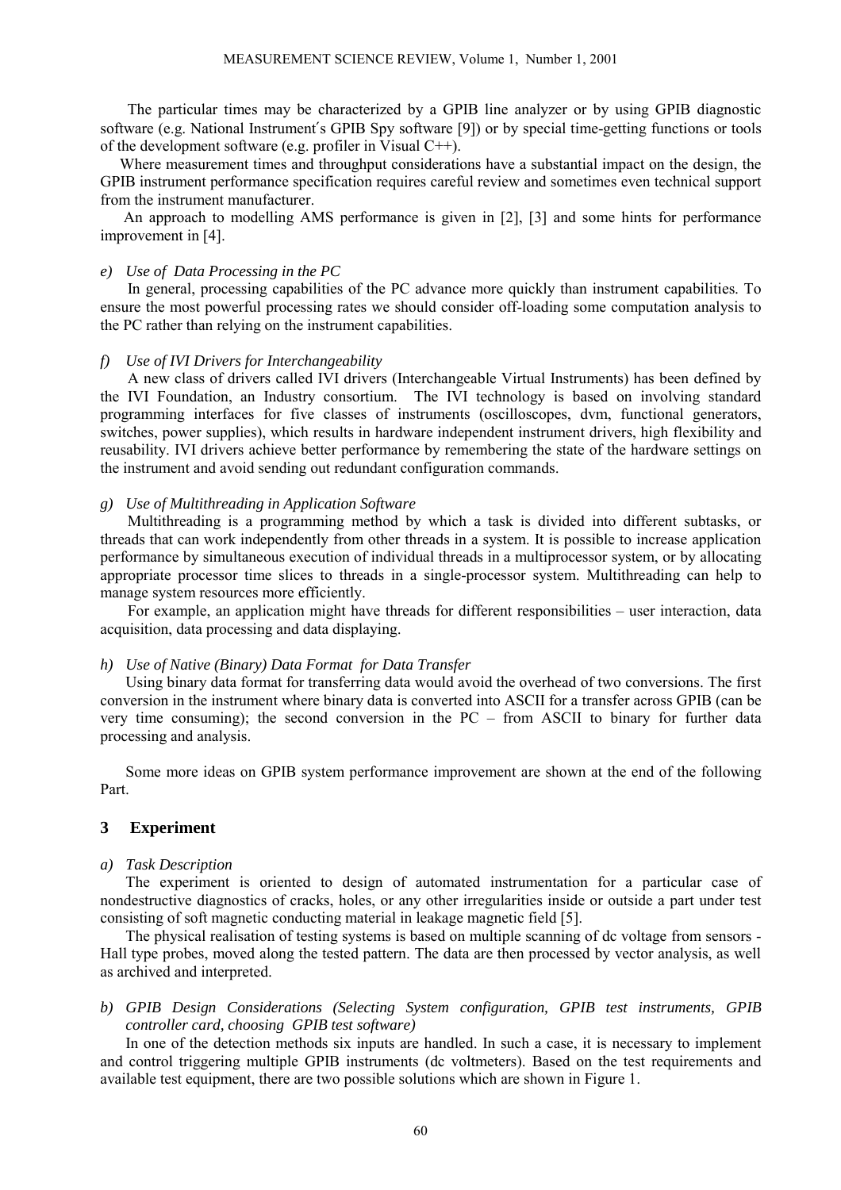The particular times may be characterized by a GPIB line analyzer or by using GPIB diagnostic software (e.g. National Instrument´s GPIB Spy software [9]) or by special time-getting functions or tools of the development software (e.g. profiler in Visual C++).

Where measurement times and throughput considerations have a substantial impact on the design, the GPIB instrument performance specification requires careful review and sometimes even technical support from the instrument manufacturer.

An approach to modelling AMS performance is given in [2], [3] and some hints for performance improvement in [4].

*e) Use of Data Processing in the PC*

In general, processing capabilities of the PC advance more quickly than instrument capabilities. To ensure the most powerful processing rates we should consider off-loading some computation analysis to the PC rather than relying on the instrument capabilities.

*f) Use of IVI Drivers for Interchangeability*

A new class of drivers called IVI drivers (Interchangeable Virtual Instruments) has been defined by the IVI Foundation, an Industry consortium. The IVI technology is based on involving standard programming interfaces for five classes of instruments (oscilloscopes, dvm, functional generators, switches, power supplies), which results in hardware independent instrument drivers, high flexibility and reusability. IVI drivers achieve better performance by remembering the state of the hardware settings on the instrument and avoid sending out redundant configuration commands.

*g) Use of Multithreading in Application Software*

Multithreading is a programming method by which a task is divided into different subtasks, or threads that can work independently from other threads in a system. It is possible to increase application performance by simultaneous execution of individual threads in a multiprocessor system, or by allocating appropriate processor time slices to threads in a single-processor system. Multithreading can help to manage system resources more efficiently.

For example, an application might have threads for different responsibilities – user interaction, data acquisition, data processing and data displaying.

*h) Use of Native (Binary) Data Format for Data Transfer*

Using binary data format for transferring data would avoid the overhead of two conversions. The first conversion in the instrument where binary data is converted into ASCII for a transfer across GPIB (can be very time consuming); the second conversion in the PC – from ASCII to binary for further data processing and analysis.

Some more ideas on GPIB system performance improvement are shown at the end of the following Part.

## 3 Experiment

*a) Task Description*

The experiment is oriented to design of automated instrumentation for a particular case of nondestructive diagnostics of cracks, holes, or any other irregularities inside or outside a part under test consisting of soft magnetic conducting material in leakage magnetic field [5].

The physical realisation of testing systems is based on multiple scanning of dc voltage from sensors - Hall type probes, moved along the tested pattern. The data are then processed by vector analysis, as well as archived and interpreted.

*b) GPIB Design Considerations (Selecting System configuration, GPIB test instruments, GPIB controller card, choosing GPIB test software)*

In one of the detection methods six inputs are handled. In such a case, it is necessary to implement and control triggering multiple GPIB instruments (dc voltmeters). Based on the test requirements and available test equipment, there are two possible solutions which are shown in Figure 1.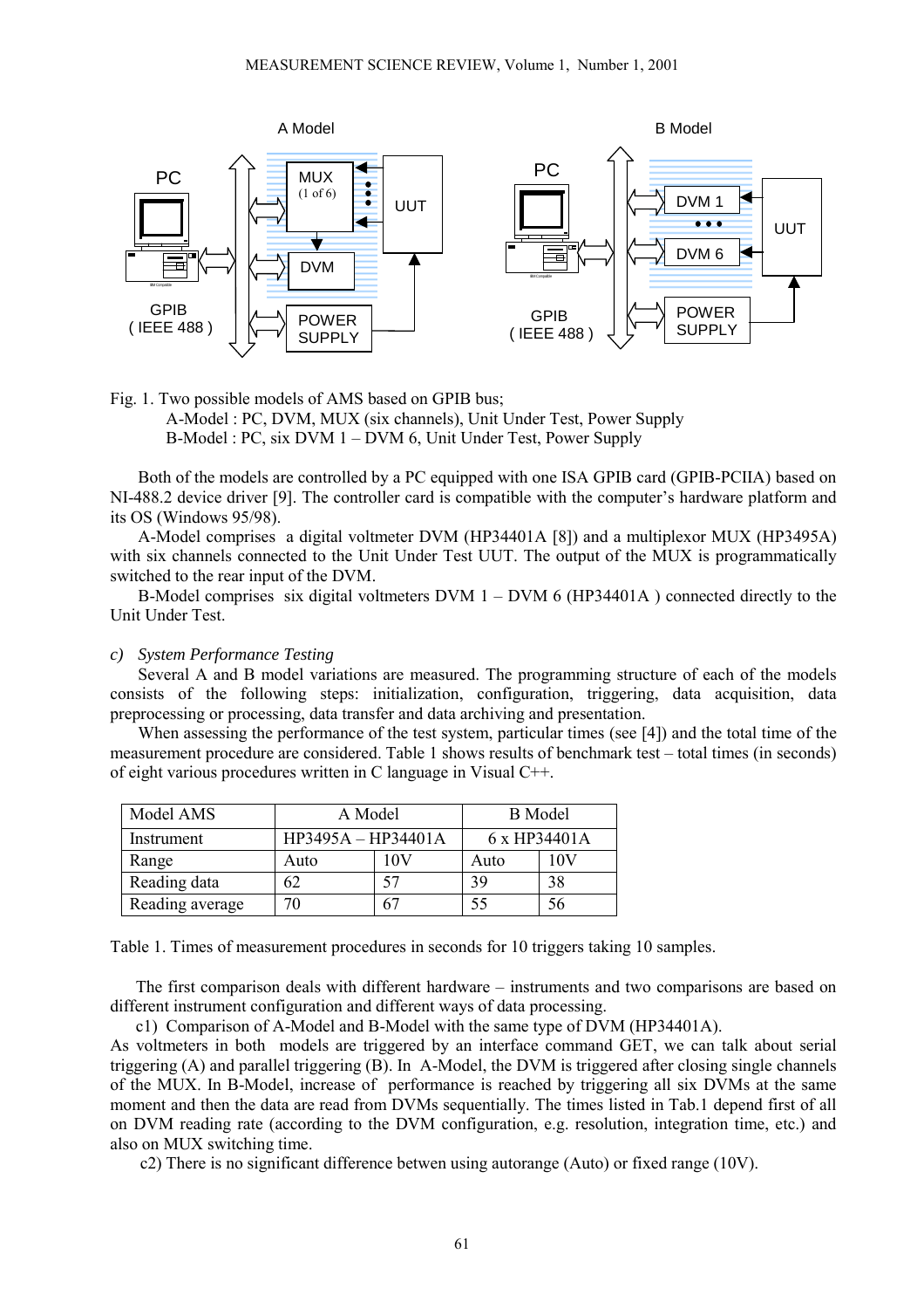Fig. 1. Two possible models of AMS based on GPIB bus;
A-Model : PC, DVM, MUX (six channels), Unit Under Test, Power Supply
B-Model : PC, six DVM 1 – DVM 6, Unit Under Test, Power Supply

Both of the models are controlled by a PC equipped with one ISA GPIB card (GPIB-PCIIA) based on NI-488.2 device driver [9]. The controller card is compatible with the computer's hardware platform and its OS (Windows 95/98).

A-Model comprises a digital voltmeter DVM (HP34401A [8]) and a multiplexor MUX (HP3495A) with six channels connected to the Unit Under Test UUT. The output of the MUX is programmatically switched to the rear input of the DVM.

B-Model comprises six digital voltmeters DVM 1 – DVM 6 (HP34401A ) connected directly to the Unit Under Test.

*c) System Performance Testing*

Several A and B model variations are measured. The programming structure of each of the models consists of the following steps: initialization, configuration, triggering, data acquisition, data preprocessing or processing, data transfer and data archiving and presentation.

When assessing the performance of the test system, particular times (see [4]) and the total time of the measurement procedure are considered. Table 1 shows results of benchmark test – total times (in seconds) of eight various procedures written in C language in Visual C++.

| Model AMS | A Model | | B Model | |
|---|---|---|---|---|
| Instrument | HP3495A – HP34401A | | 6 x HP34401A | |
| Range | Auto | 10V | Auto | 10V |
| Reading data | 62 | 57 | 39 | 38 |
| Reading average | 70 | 67 | 55 | 56 |

Table 1. Times of measurement procedures in seconds for 10 triggers taking 10 samples.

The first comparison deals with different hardware – instruments and two comparisons are based on different instrument configuration and different ways of data processing.

c1) Comparison of A-Model and B-Model with the same type of DVM (HP34401A).
As voltmeters in both models are triggered by an interface command GET, we can talk about serial triggering (A) and parallel triggering (B). In A-Model, the DVM is triggered after closing single channels of the MUX. In B-Model, increase of performance is reached by triggering all six DVMs at the same moment and then the data are read from DVMs sequentially. The times listed in Tab.1 depend first of all on DVM reading rate (according to the DVM configuration, e.g. resolution, integration time, etc.) and also on MUX switching time.

c2) There is no significant difference betwen using autorange (Auto) or fixed range (10V).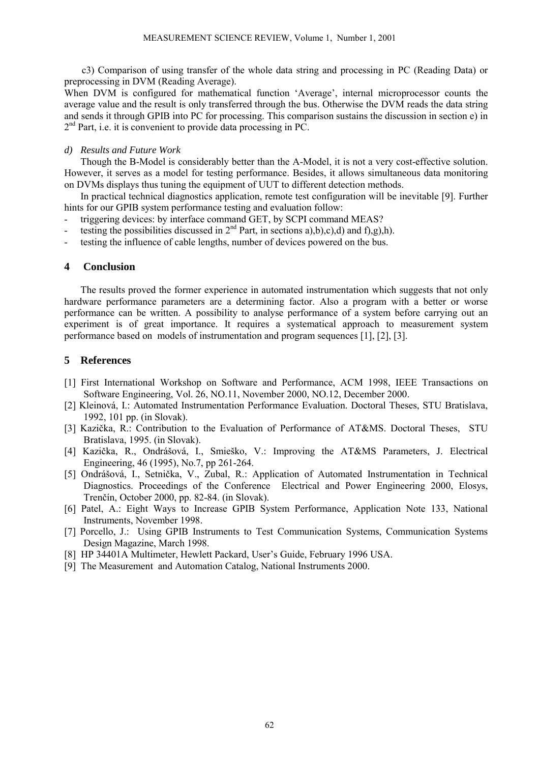c3) Comparison of using transfer of the whole data string and processing in PC (Reading Data) or preprocessing in DVM (Reading Average).

When DVM is configured for mathematical function 'Average', internal microprocessor counts the average value and the result is only transferred through the bus. Otherwise the DVM reads the data string and sends it through GPIB into PC for processing. This comparison sustains the discussion in section e) in 2nd Part, i.e. it is convenient to provide data processing in PC.

*d) Results and Future Work*

Though the B-Model is considerably better than the A-Model, it is not a very cost-effective solution. However, it serves as a model for testing performance. Besides, it allows simultaneous data monitoring on DVMs displays thus tuning the equipment of UUT to different detection methods.

In practical technical diagnostics application, remote test configuration will be inevitable [9]. Further hints for our GPIB system performance testing and evaluation follow:

- triggering devices: by interface command GET, by SCPI command MEAS?
- testing the possibilities discussed in 2nd Part, in sections a),b),c),d) and f),g),h).
- testing the influence of cable lengths, number of devices powered on the bus.

## 4 Conclusion

The results proved the former experience in automated instrumentation which suggests that not only hardware performance parameters are a determining factor. Also a program with a better or worse performance can be written. A possibility to analyse performance of a system before carrying out an experiment is of great importance. It requires a systematical approach to measurement system performance based on models of instrumentation and program sequences [1], [2], [3].

## 5 References

[1] First International Workshop on Software and Performance, ACM 1998, IEEE Transactions on Software Engineering, Vol. 26, NO.11, November 2000, NO.12, December 2000.

[2] Kleinová, I.: Automated Instrumentation Performance Evaluation. Doctoral Theses, STU Bratislava, 1992, 101 pp. (in Slovak).

[3] Kazička, R.: Contribution to the Evaluation of Performance of AT&MS. Doctoral Theses, STU Bratislava, 1995. (in Slovak).

[4] Kazička, R., Ondrášová, I., Smieško, V.: Improving the AT&MS Parameters, J. Electrical Engineering, 46 (1995), No.7, pp 261-264.

[5] Ondrášová, I., Setnička, V., Zubal, R.: Application of Automated Instrumentation in Technical Diagnostics. Proceedings of the Conference Electrical and Power Engineering 2000, Elosys, Trenčín, October 2000, pp. 82-84. (in Slovak).

[6] Patel, A.: Eight Ways to Increase GPIB System Performance, Application Note 133, National Instruments, November 1998.

[7] Porcello, J.: Using GPIB Instruments to Test Communication Systems, Communication Systems Design Magazine, March 1998.

[8] HP 34401A Multimeter, Hewlett Packard, User's Guide, February 1996 USA.

[9] The Measurement and Automation Catalog, National Instruments 2000.